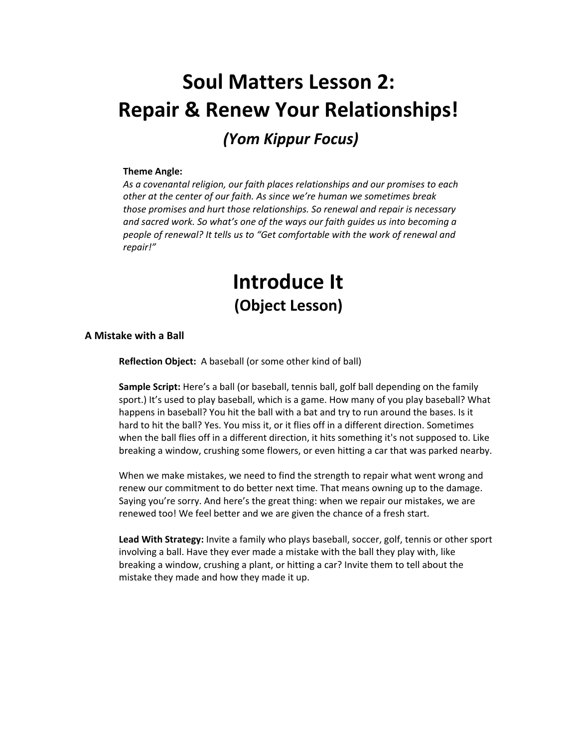# Soul Matters Lesson 2: Repair & Renew Your Relationships!

### *(Yom Kippur Focus)*

**Theme Angle:**
*As a covenantal religion, our faith places relationships and our promises to each other at the center of our faith. As since we're human we sometimes break those promises and hurt those relationships. So renewal and repair is necessary and sacred work. So what's one of the ways our faith guides us into becoming a people of renewal? It tells us to "Get comfortable with the work of renewal and repair!"*

# Introduce It

## (Object Lesson)

### A Mistake with a Ball

**Reflection Object:** A baseball (or some other kind of ball)

**Sample Script:** Here's a ball (or baseball, tennis ball, golf ball depending on the family sport.) It's used to play baseball, which is a game. How many of you play baseball? What happens in baseball? You hit the ball with a bat and try to run around the bases. Is it hard to hit the ball? Yes. You miss it, or it flies off in a different direction. Sometimes when the ball flies off in a different direction, it hits something it's not supposed to. Like breaking a window, crushing some flowers, or even hitting a car that was parked nearby.

When we make mistakes, we need to find the strength to repair what went wrong and renew our commitment to do better next time. That means owning up to the damage. Saying you're sorry. And here's the great thing: when we repair our mistakes, we are renewed too! We feel better and we are given the chance of a fresh start.

**Lead With Strategy:** Invite a family who plays baseball, soccer, golf, tennis or other sport involving a ball. Have they ever made a mistake with the ball they play with, like breaking a window, crushing a plant, or hitting a car? Invite them to tell about the mistake they made and how they made it up.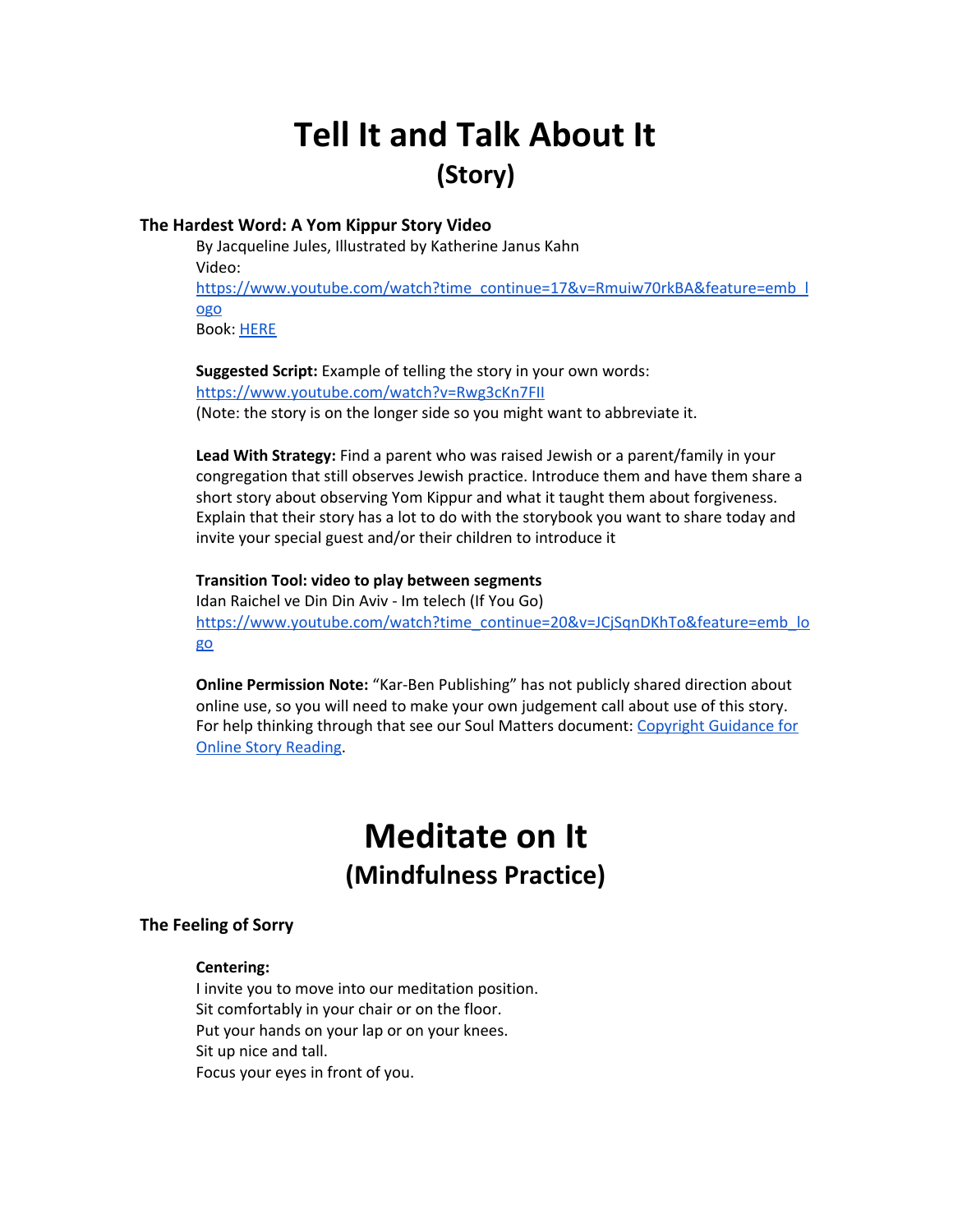# Tell It and Talk About It

## (Story)

### The Hardest Word: A Yom Kippur Story Video

By Jacqueline Jules, Illustrated by Katherine Janus Kahn
Video: https://www.youtube.com/watch?time_continue=17&v=Rmuiw70rkBA&feature=emb_logo
Book: HERE

**Suggested Script:** Example of telling the story in your own words: https://www.youtube.com/watch?v=Rwg3cKn7FII
(Note: the story is on the longer side so you might want to abbreviate it.

**Lead With Strategy:** Find a parent who was raised Jewish or a parent/family in your congregation that still observes Jewish practice. Introduce them and have them share a short story about observing Yom Kippur and what it taught them about forgiveness. Explain that their story has a lot to do with the storybook you want to share today and invite your special guest and/or their children to introduce it

**Transition Tool: video to play between segments**
Idan Raichel ve Din Din Aviv - Im telech (If You Go)
https://www.youtube.com/watch?time_continue=20&v=JCjSqnDKhTo&feature=emb_logo

**Online Permission Note:** "Kar-Ben Publishing" has not publicly shared direction about online use, so you will need to make your own judgement call about use of this story. For help thinking through that see our Soul Matters document: Copyright Guidance for Online Story Reading.

# Meditate on It

## (Mindfulness Practice)

### The Feeling of Sorry

**Centering:**
I invite you to move into our meditation position.
Sit comfortably in your chair or on the floor.
Put your hands on your lap or on your knees.
Sit up nice and tall.
Focus your eyes in front of you.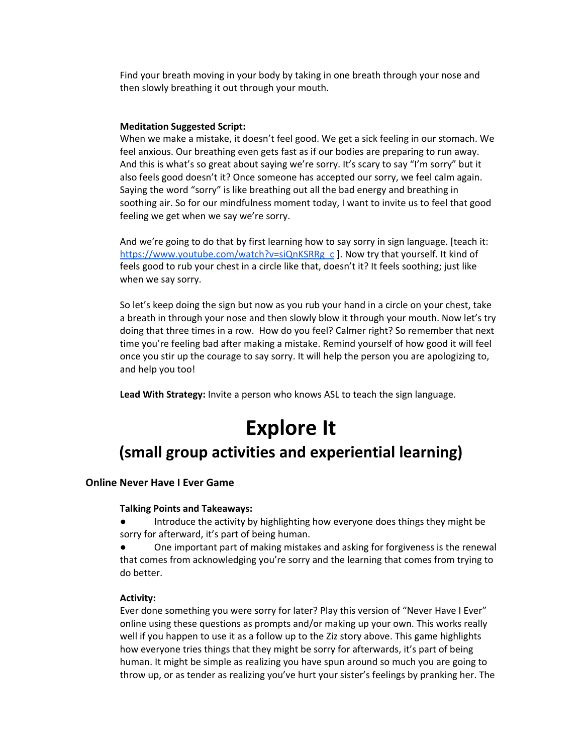Find your breath moving in your body by taking in one breath through your nose and then slowly breathing it out through your mouth.

**Meditation Suggested Script:**
When we make a mistake, it doesn't feel good. We get a sick feeling in our stomach. We feel anxious. Our breathing even gets fast as if our bodies are preparing to run away. And this is what's so great about saying we're sorry. It's scary to say "I'm sorry" but it also feels good doesn't it? Once someone has accepted our sorry, we feel calm again. Saying the word "sorry" is like breathing out all the bad energy and breathing in soothing air. So for our mindfulness moment today, I want to invite us to feel that good feeling we get when we say we're sorry.

And we're going to do that by first learning how to say sorry in sign language. [teach it: https://www.youtube.com/watch?v=siQnKSRRg_c ]. Now try that yourself. It kind of feels good to rub your chest in a circle like that, doesn't it? It feels soothing; just like when we say sorry.

So let's keep doing the sign but now as you rub your hand in a circle on your chest, take a breath in through your nose and then slowly blow it through your mouth. Now let's try doing that three times in a row. How do you feel? Calmer right? So remember that next time you're feeling bad after making a mistake. Remind yourself of how good it will feel once you stir up the courage to say sorry. It will help the person you are apologizing to, and help you too!

**Lead With Strategy:** Invite a person who knows ASL to teach the sign language.

# Explore It

## (small group activities and experiential learning)

### Online Never Have I Ever Game

**Talking Points and Takeaways:**

- Introduce the activity by highlighting how everyone does things they might be sorry for afterward, it's part of being human.
- One important part of making mistakes and asking for forgiveness is the renewal that comes from acknowledging you're sorry and the learning that comes from trying to do better.

**Activity:**
Ever done something you were sorry for later? Play this version of "Never Have I Ever" online using these questions as prompts and/or making up your own. This works really well if you happen to use it as a follow up to the Ziz story above. This game highlights how everyone tries things that they might be sorry for afterwards, it's part of being human. It might be simple as realizing you have spun around so much you are going to throw up, or as tender as realizing you've hurt your sister's feelings by pranking her. The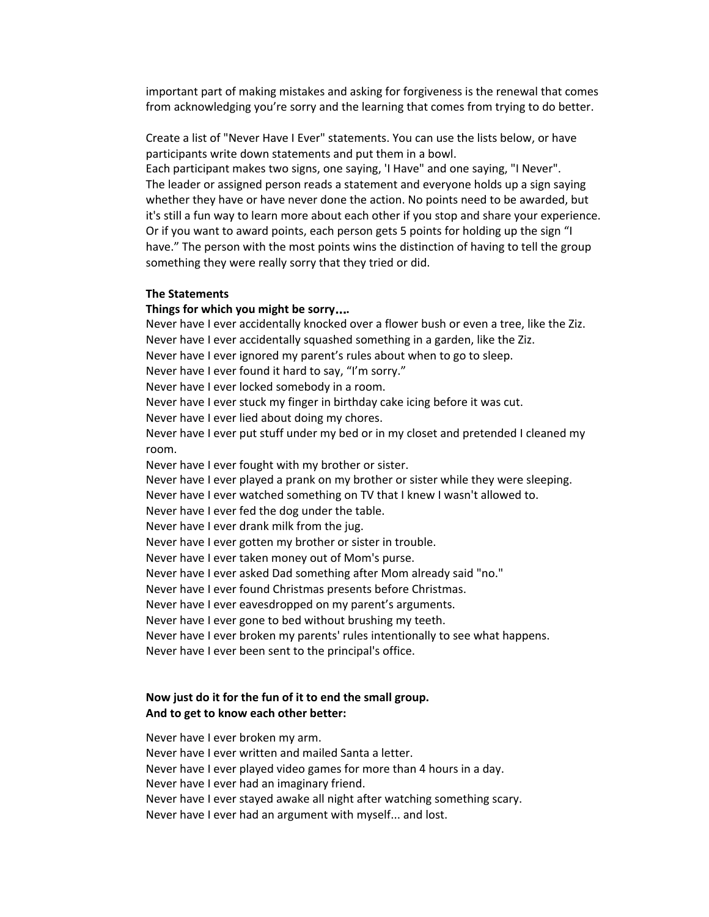important part of making mistakes and asking for forgiveness is the renewal that comes from acknowledging you're sorry and the learning that comes from trying to do better.

Create a list of "Never Have I Ever" statements. You can use the lists below, or have participants write down statements and put them in a bowl.
Each participant makes two signs, one saying, 'I Have" and one saying, "I Never".
The leader or assigned person reads a statement and everyone holds up a sign saying whether they have or have never done the action. No points need to be awarded, but it's still a fun way to learn more about each other if you stop and share your experience. Or if you want to award points, each person gets 5 points for holding up the sign "I have." The person with the most points wins the distinction of having to tell the group something they were really sorry that they tried or did.

**The Statements**

**Things for which you might be sorry....**

Never have I ever accidentally knocked over a flower bush or even a tree, like the Ziz.
Never have I ever accidentally squashed something in a garden, like the Ziz.
Never have I ever ignored my parent's rules about when to go to sleep.
Never have I ever found it hard to say, "I'm sorry."
Never have I ever locked somebody in a room.
Never have I ever stuck my finger in birthday cake icing before it was cut.
Never have I ever lied about doing my chores.
Never have I ever put stuff under my bed or in my closet and pretended I cleaned my room.
Never have I ever fought with my brother or sister.
Never have I ever played a prank on my brother or sister while they were sleeping.
Never have I ever watched something on TV that I knew I wasn't allowed to.
Never have I ever fed the dog under the table.
Never have I ever drank milk from the jug.
Never have I ever gotten my brother or sister in trouble.
Never have I ever taken money out of Mom's purse.
Never have I ever asked Dad something after Mom already said "no."
Never have I ever found Christmas presents before Christmas.
Never have I ever eavesdropped on my parent's arguments.
Never have I ever gone to bed without brushing my teeth.
Never have I ever broken my parents' rules intentionally to see what happens.
Never have I ever been sent to the principal's office.

**Now just do it for the fun of it to end the small group.**
**And to get to know each other better:**

Never have I ever broken my arm.
Never have I ever written and mailed Santa a letter.
Never have I ever played video games for more than 4 hours in a day.
Never have I ever had an imaginary friend.
Never have I ever stayed awake all night after watching something scary.
Never have I ever had an argument with myself... and lost.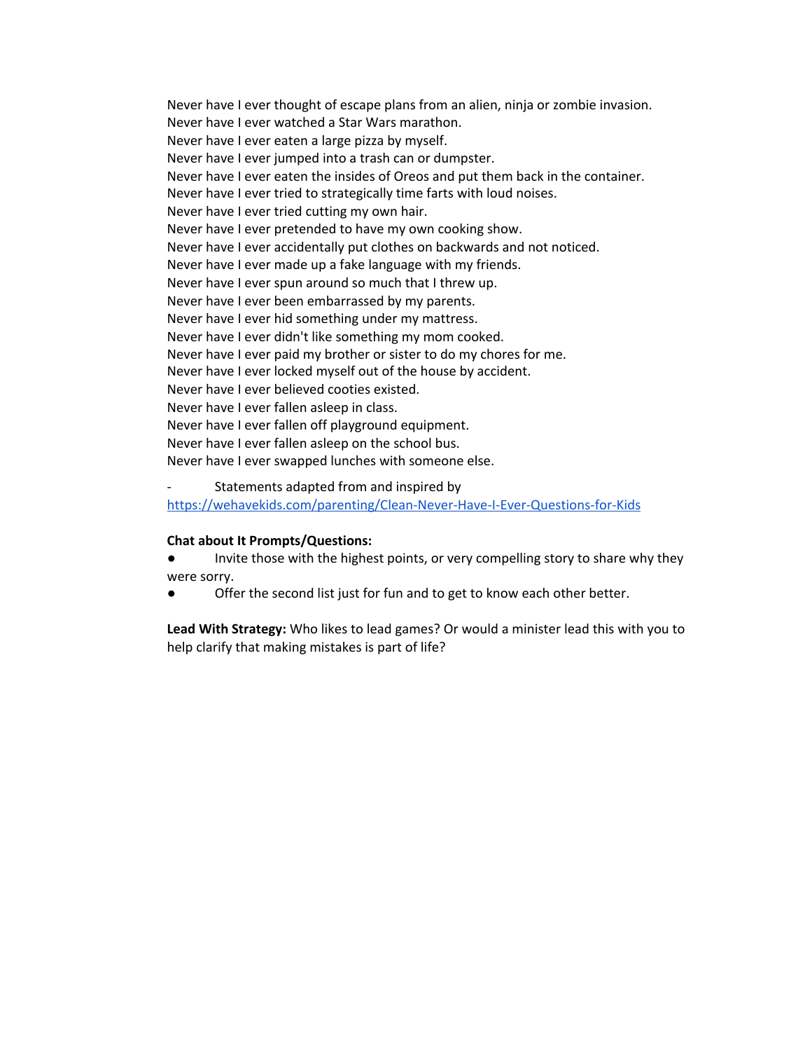Never have I ever thought of escape plans from an alien, ninja or zombie invasion.
Never have I ever watched a Star Wars marathon.
Never have I ever eaten a large pizza by myself.
Never have I ever jumped into a trash can or dumpster.
Never have I ever eaten the insides of Oreos and put them back in the container.
Never have I ever tried to strategically time farts with loud noises.
Never have I ever tried cutting my own hair.
Never have I ever pretended to have my own cooking show.
Never have I ever accidentally put clothes on backwards and not noticed.
Never have I ever made up a fake language with my friends.
Never have I ever spun around so much that I threw up.
Never have I ever been embarrassed by my parents.
Never have I ever hid something under my mattress.
Never have I ever didn't like something my mom cooked.
Never have I ever paid my brother or sister to do my chores for me.
Never have I ever locked myself out of the house by accident.
Never have I ever believed cooties existed.
Never have I ever fallen asleep in class.
Never have I ever fallen off playground equipment.
Never have I ever fallen asleep on the school bus.
Never have I ever swapped lunches with someone else.

- Statements adapted from and inspired by https://wehavekids.com/parenting/Clean-Never-Have-I-Ever-Questions-for-Kids

**Chat about It Prompts/Questions:**

- Invite those with the highest points, or very compelling story to share why they were sorry.
- Offer the second list just for fun and to get to know each other better.

**Lead With Strategy:** Who likes to lead games? Or would a minister lead this with you to help clarify that making mistakes is part of life?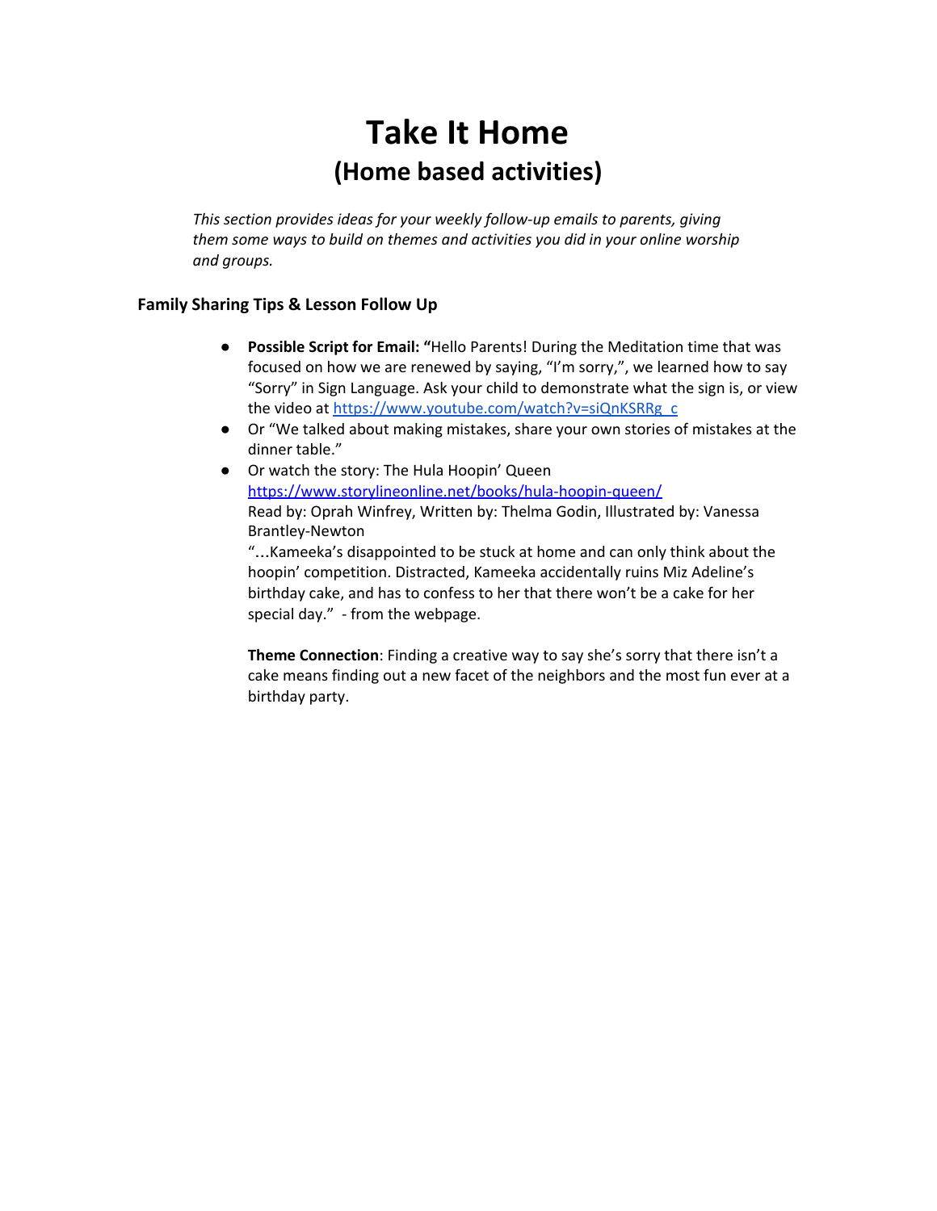# Take It Home
## (Home based activities)

*This section provides ideas for your weekly follow-up emails to parents, giving them some ways to build on themes and activities you did in your online worship and groups.*

### Family Sharing Tips & Lesson Follow Up

- **Possible Script for Email: "**Hello Parents! During the Meditation time that was focused on how we are renewed by saying, "I'm sorry,", we learned how to say "Sorry" in Sign Language. Ask your child to demonstrate what the sign is, or view the video at https://www.youtube.com/watch?v=siQnKSRRg_c
- Or "We talked about making mistakes, share your own stories of mistakes at the dinner table."
- Or watch the story: The Hula Hoopin' Queen
  https://www.storylineonline.net/books/hula-hoopin-queen/
  Read by: Oprah Winfrey, Written by: Thelma Godin, Illustrated by: Vanessa Brantley-Newton
  "…Kameeka's disappointed to be stuck at home and can only think about the hoopin' competition. Distracted, Kameeka accidentally ruins Miz Adeline's birthday cake, and has to confess to her that there won't be a cake for her special day." - from the webpage.

  **Theme Connection**: Finding a creative way to say she's sorry that there isn't a cake means finding out a new facet of the neighbors and the most fun ever at a birthday party.